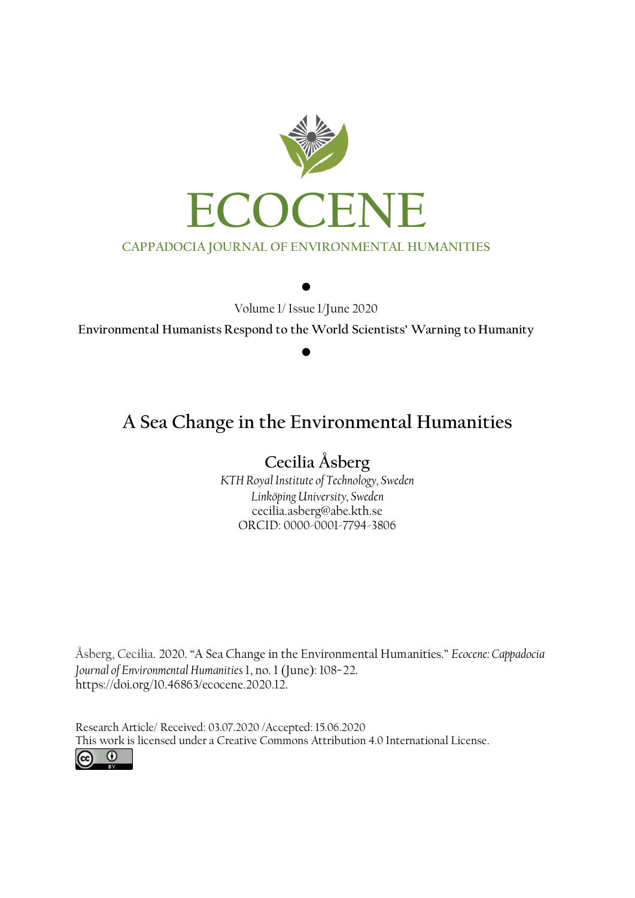# ECOCENE

CAPPADOCIA JOURNAL OF ENVIRONMENTAL HUMANITIES

●

Volume 1/ Issue 1/June 2020

**Environmental Humanists Respond to the World Scientists' Warning to Humanity**

●

## A Sea Change in the Environmental Humanities

### Cecilia Åsberg

*KTH Royal Institute of Technology, Sweden*
*Linköping University, Sweden*
cecilia.asberg@abe.kth.se
ORCID: 0000-0001-7794-3806

Åsberg, Cecilia. 2020. "A Sea Change in the Environmental Humanities." *Ecocene: Cappadocia Journal of Environmental Humanities* 1, no. 1 (June): 108–22. https://doi.org/10.46863/ecocene.2020.12.

Research Article/ Received: 03.07.2020 /Accepted: 15.06.2020
This work is licensed under a Creative Commons Attribution 4.0 International License.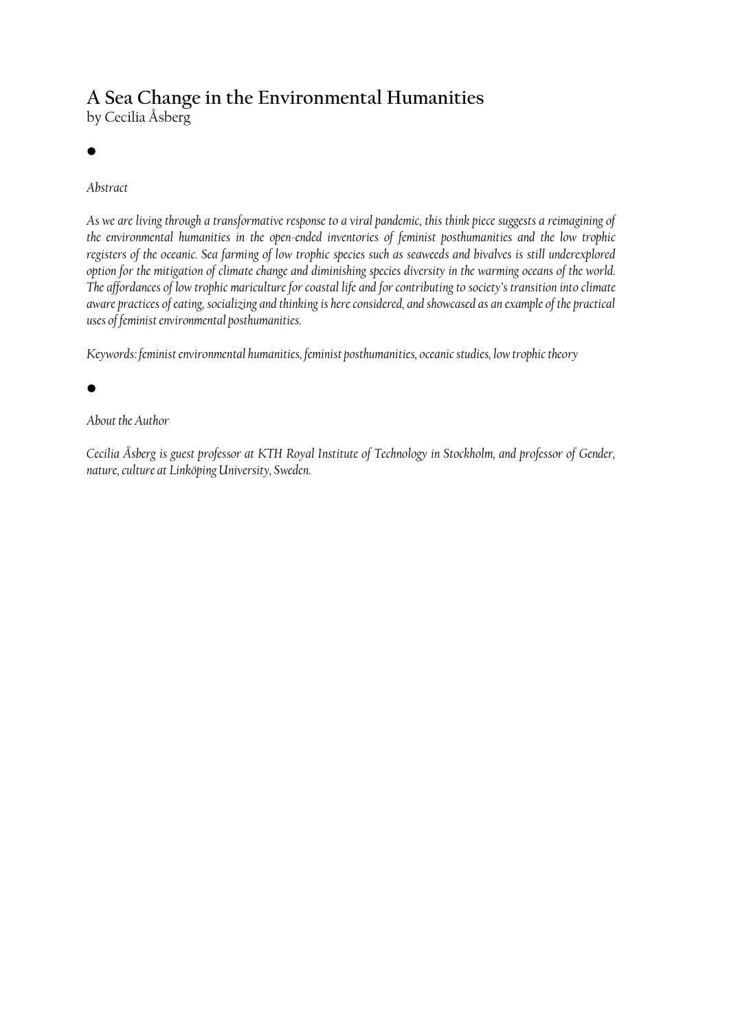# A Sea Change in the Environmental Humanities

by Cecilia Åsberg

●

*Abstract*

*As we are living through a transformative response to a viral pandemic, this think piece suggests a reimagining of the environmental humanities in the open-ended inventories of feminist posthumanities and the low trophic registers of the oceanic. Sea farming of low trophic species such as seaweeds and bivalves is still underexplored option for the mitigation of climate change and diminishing species diversity in the warming oceans of the world. The affordances of low trophic mariculture for coastal life and for contributing to society's transition into climate aware practices of eating, socializing and thinking is here considered, and showcased as an example of the practical uses of feminist environmental posthumanities.*

*Keywords: feminist environmental humanities, feminist posthumanities, oceanic studies, low trophic theory*

●

*About the Author*

*Cecilia Åsberg is guest professor at KTH Royal Institute of Technology in Stockholm, and professor of Gender, nature, culture at Linköping University, Sweden.*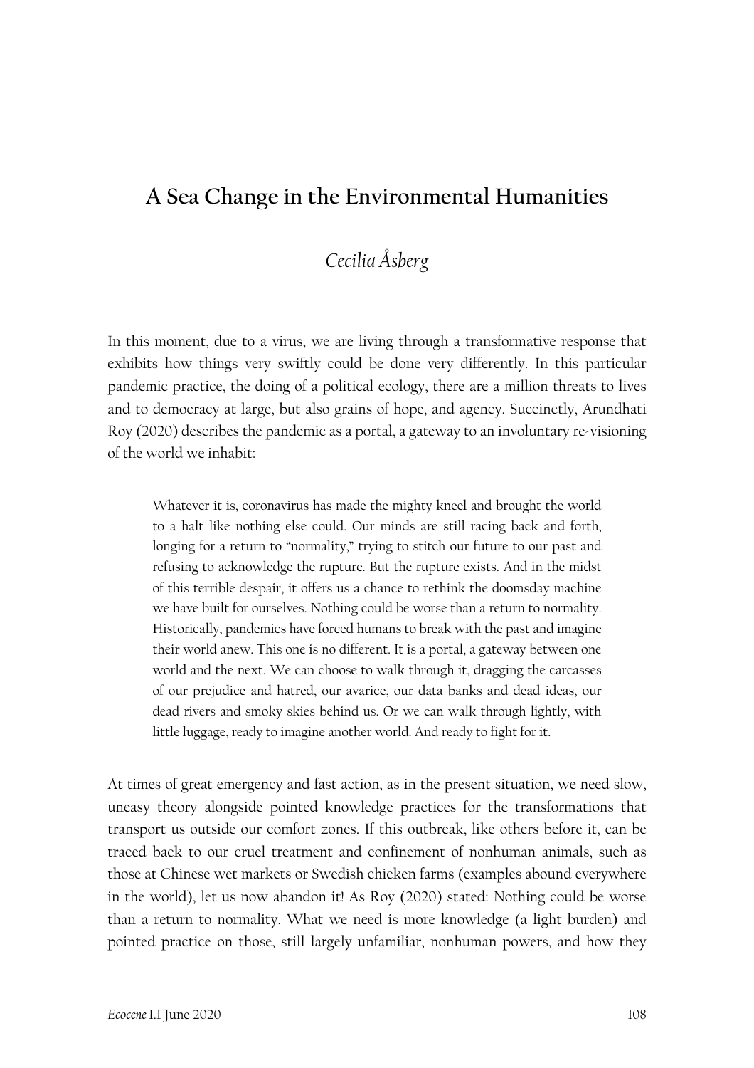# A Sea Change in the Environmental Humanities

*Cecilia Åsberg*

In this moment, due to a virus, we are living through a transformative response that exhibits how things very swiftly could be done very differently. In this particular pandemic practice, the doing of a political ecology, there are a million threats to lives and to democracy at large, but also grains of hope, and agency. Succinctly, Arundhati Roy (2020) describes the pandemic as a portal, a gateway to an involuntary re-visioning of the world we inhabit:

> Whatever it is, coronavirus has made the mighty kneel and brought the world to a halt like nothing else could. Our minds are still racing back and forth, longing for a return to "normality," trying to stitch our future to our past and refusing to acknowledge the rupture. But the rupture exists. And in the midst of this terrible despair, it offers us a chance to rethink the doomsday machine we have built for ourselves. Nothing could be worse than a return to normality. Historically, pandemics have forced humans to break with the past and imagine their world anew. This one is no different. It is a portal, a gateway between one world and the next. We can choose to walk through it, dragging the carcasses of our prejudice and hatred, our avarice, our data banks and dead ideas, our dead rivers and smoky skies behind us. Or we can walk through lightly, with little luggage, ready to imagine another world. And ready to fight for it.

At times of great emergency and fast action, as in the present situation, we need slow, uneasy theory alongside pointed knowledge practices for the transformations that transport us outside our comfort zones. If this outbreak, like others before it, can be traced back to our cruel treatment and confinement of nonhuman animals, such as those at Chinese wet markets or Swedish chicken farms (examples abound everywhere in the world), let us now abandon it! As Roy (2020) stated: Nothing could be worse than a return to normality. What we need is more knowledge (a light burden) and pointed practice on those, still largely unfamiliar, nonhuman powers, and how they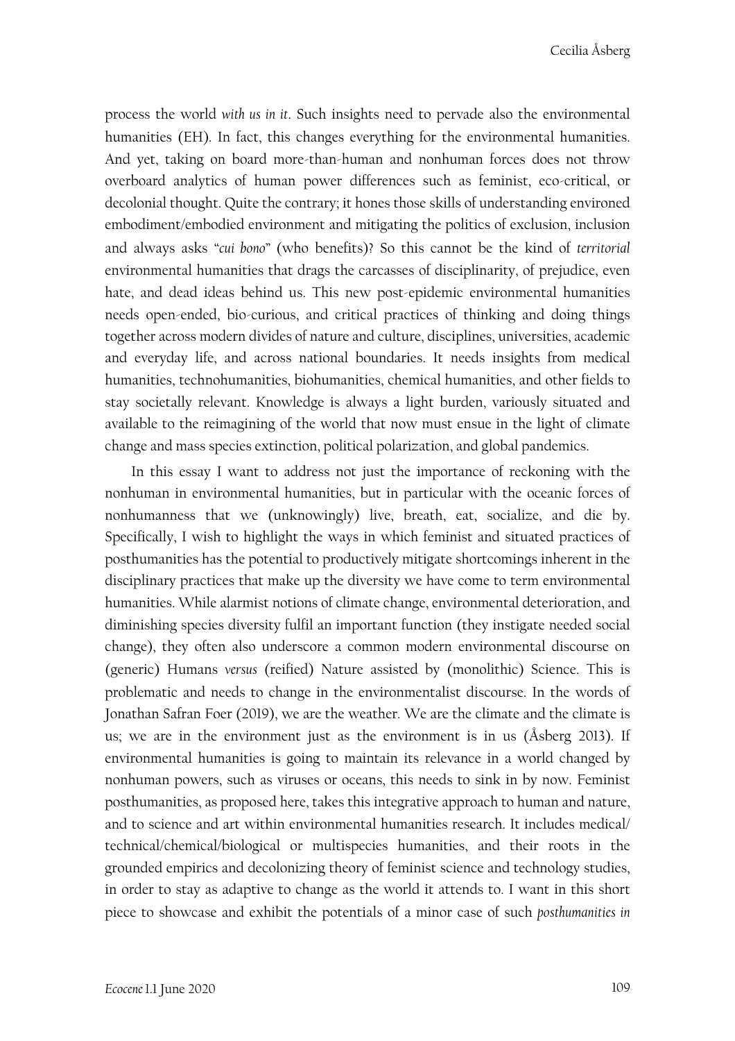process the world *with us in it*. Such insights need to pervade also the environmental humanities (EH). In fact, this changes everything for the environmental humanities. And yet, taking on board more-than-human and nonhuman forces does not throw overboard analytics of human power differences such as feminist, eco-critical, or decolonial thought. Quite the contrary; it hones those skills of understanding environed embodiment/embodied environment and mitigating the politics of exclusion, inclusion and always asks "*cui bono*" (who benefits)? So this cannot be the kind of *territorial* environmental humanities that drags the carcasses of disciplinarity, of prejudice, even hate, and dead ideas behind us. This new post-epidemic environmental humanities needs open-ended, bio-curious, and critical practices of thinking and doing things together across modern divides of nature and culture, disciplines, universities, academic and everyday life, and across national boundaries. It needs insights from medical humanities, technohumanities, biohumanities, chemical humanities, and other fields to stay societally relevant. Knowledge is always a light burden, variously situated and available to the reimagining of the world that now must ensue in the light of climate change and mass species extinction, political polarization, and global pandemics.

In this essay I want to address not just the importance of reckoning with the nonhuman in environmental humanities, but in particular with the oceanic forces of nonhumanness that we (unknowingly) live, breath, eat, socialize, and die by. Specifically, I wish to highlight the ways in which feminist and situated practices of posthumanities has the potential to productively mitigate shortcomings inherent in the disciplinary practices that make up the diversity we have come to term environmental humanities. While alarmist notions of climate change, environmental deterioration, and diminishing species diversity fulfil an important function (they instigate needed social change), they often also underscore a common modern environmental discourse on (generic) Humans *versus* (reified) Nature assisted by (monolithic) Science. This is problematic and needs to change in the environmentalist discourse. In the words of Jonathan Safran Foer (2019), we are the weather. We are the climate and the climate is us; we are in the environment just as the environment is in us (Åsberg 2013). If environmental humanities is going to maintain its relevance in a world changed by nonhuman powers, such as viruses or oceans, this needs to sink in by now. Feminist posthumanities, as proposed here, takes this integrative approach to human and nature, and to science and art within environmental humanities research. It includes medical/technical/chemical/biological or multispecies humanities, and their roots in the grounded empirics and decolonizing theory of feminist science and technology studies, in order to stay as adaptive to change as the world it attends to. I want in this short piece to showcase and exhibit the potentials of a minor case of such *posthumanities in*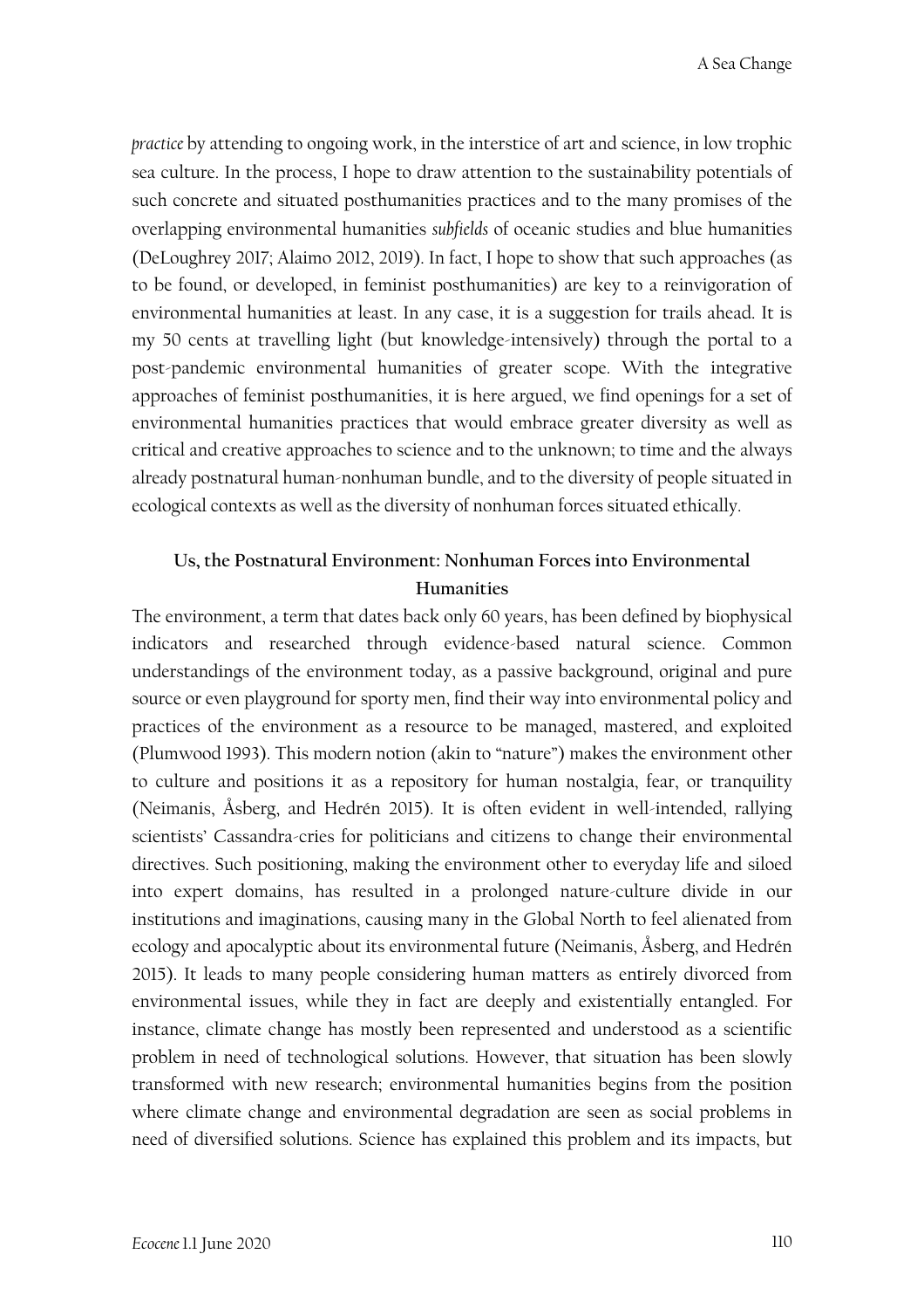*practice* by attending to ongoing work, in the interstice of art and science, in low trophic sea culture. In the process, I hope to draw attention to the sustainability potentials of such concrete and situated posthumanities practices and to the many promises of the overlapping environmental humanities *subfields* of oceanic studies and blue humanities (DeLoughrey 2017; Alaimo 2012, 2019). In fact, I hope to show that such approaches (as to be found, or developed, in feminist posthumanities) are key to a reinvigoration of environmental humanities at least. In any case, it is a suggestion for trails ahead. It is my 50 cents at travelling light (but knowledge-intensively) through the portal to a post-pandemic environmental humanities of greater scope. With the integrative approaches of feminist posthumanities, it is here argued, we find openings for a set of environmental humanities practices that would embrace greater diversity as well as critical and creative approaches to science and to the unknown; to time and the always already postnatural human-nonhuman bundle, and to the diversity of people situated in ecological contexts as well as the diversity of nonhuman forces situated ethically.

## Us, the Postnatural Environment: Nonhuman Forces into Environmental Humanities

The environment, a term that dates back only 60 years, has been defined by biophysical indicators and researched through evidence-based natural science. Common understandings of the environment today, as a passive background, original and pure source or even playground for sporty men, find their way into environmental policy and practices of the environment as a resource to be managed, mastered, and exploited (Plumwood 1993). This modern notion (akin to "nature") makes the environment other to culture and positions it as a repository for human nostalgia, fear, or tranquility (Neimanis, Åsberg, and Hedrén 2015). It is often evident in well-intended, rallying scientists' Cassandra-cries for politicians and citizens to change their environmental directives. Such positioning, making the environment other to everyday life and siloed into expert domains, has resulted in a prolonged nature-culture divide in our institutions and imaginations, causing many in the Global North to feel alienated from ecology and apocalyptic about its environmental future (Neimanis, Åsberg, and Hedrén 2015). It leads to many people considering human matters as entirely divorced from environmental issues, while they in fact are deeply and existentially entangled. For instance, climate change has mostly been represented and understood as a scientific problem in need of technological solutions. However, that situation has been slowly transformed with new research; environmental humanities begins from the position where climate change and environmental degradation are seen as social problems in need of diversified solutions. Science has explained this problem and its impacts, but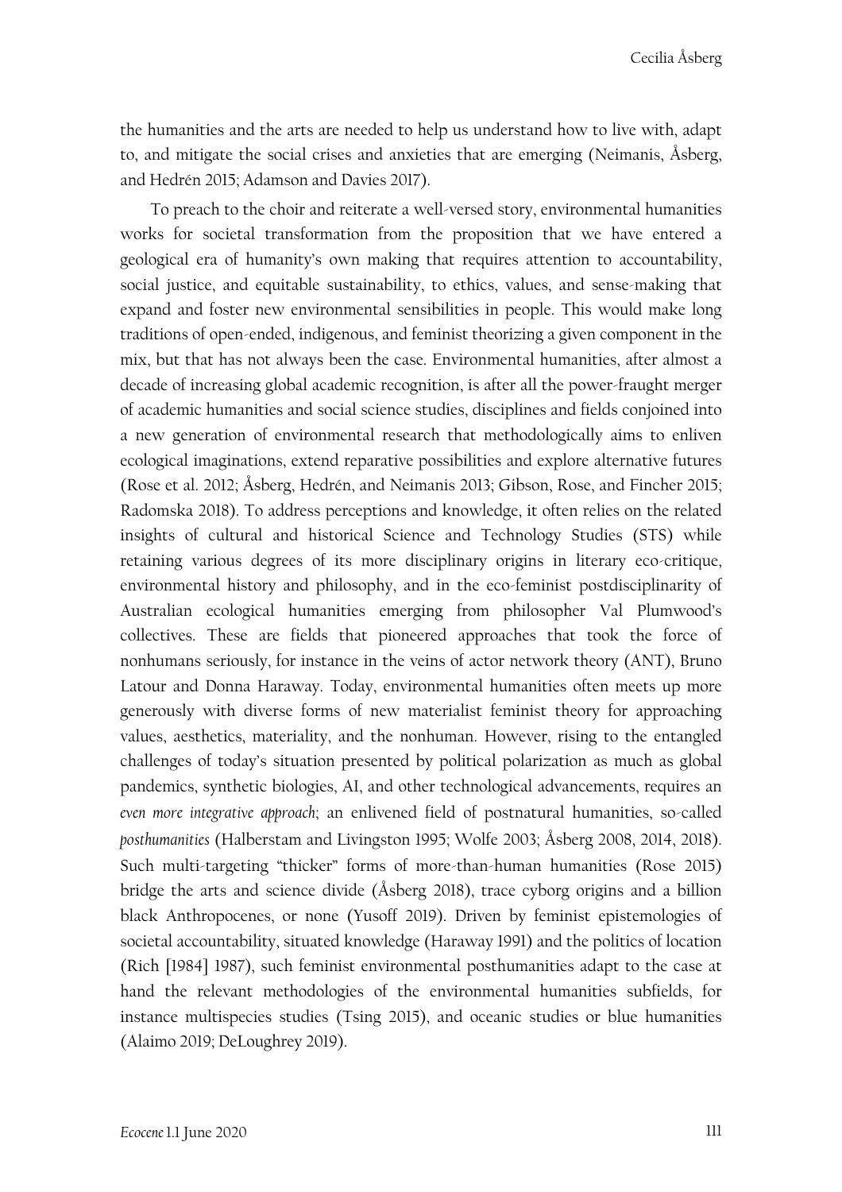the humanities and the arts are needed to help us understand how to live with, adapt to, and mitigate the social crises and anxieties that are emerging (Neimanis, Åsberg, and Hedrén 2015; Adamson and Davies 2017).

To preach to the choir and reiterate a well-versed story, environmental humanities works for societal transformation from the proposition that we have entered a geological era of humanity's own making that requires attention to accountability, social justice, and equitable sustainability, to ethics, values, and sense-making that expand and foster new environmental sensibilities in people. This would make long traditions of open-ended, indigenous, and feminist theorizing a given component in the mix, but that has not always been the case. Environmental humanities, after almost a decade of increasing global academic recognition, is after all the power-fraught merger of academic humanities and social science studies, disciplines and fields conjoined into a new generation of environmental research that methodologically aims to enliven ecological imaginations, extend reparative possibilities and explore alternative futures (Rose et al. 2012; Åsberg, Hedrén, and Neimanis 2013; Gibson, Rose, and Fincher 2015; Radomska 2018). To address perceptions and knowledge, it often relies on the related insights of cultural and historical Science and Technology Studies (STS) while retaining various degrees of its more disciplinary origins in literary eco-critique, environmental history and philosophy, and in the eco-feminist postdisciplinarity of Australian ecological humanities emerging from philosopher Val Plumwood's collectives. These are fields that pioneered approaches that took the force of nonhumans seriously, for instance in the veins of actor network theory (ANT), Bruno Latour and Donna Haraway. Today, environmental humanities often meets up more generously with diverse forms of new materialist feminist theory for approaching values, aesthetics, materiality, and the nonhuman. However, rising to the entangled challenges of today's situation presented by political polarization as much as global pandemics, synthetic biologies, AI, and other technological advancements, requires an *even more integrative approach*; an enlivened field of postnatural humanities, so-called *posthumanities* (Halberstam and Livingston 1995; Wolfe 2003; Åsberg 2008, 2014, 2018). Such multi-targeting "thicker" forms of more-than-human humanities (Rose 2015) bridge the arts and science divide (Åsberg 2018), trace cyborg origins and a billion black Anthropocenes, or none (Yusoff 2019). Driven by feminist epistemologies of societal accountability, situated knowledge (Haraway 1991) and the politics of location (Rich [1984] 1987), such feminist environmental posthumanities adapt to the case at hand the relevant methodologies of the environmental humanities subfields, for instance multispecies studies (Tsing 2015), and oceanic studies or blue humanities (Alaimo 2019; DeLoughrey 2019).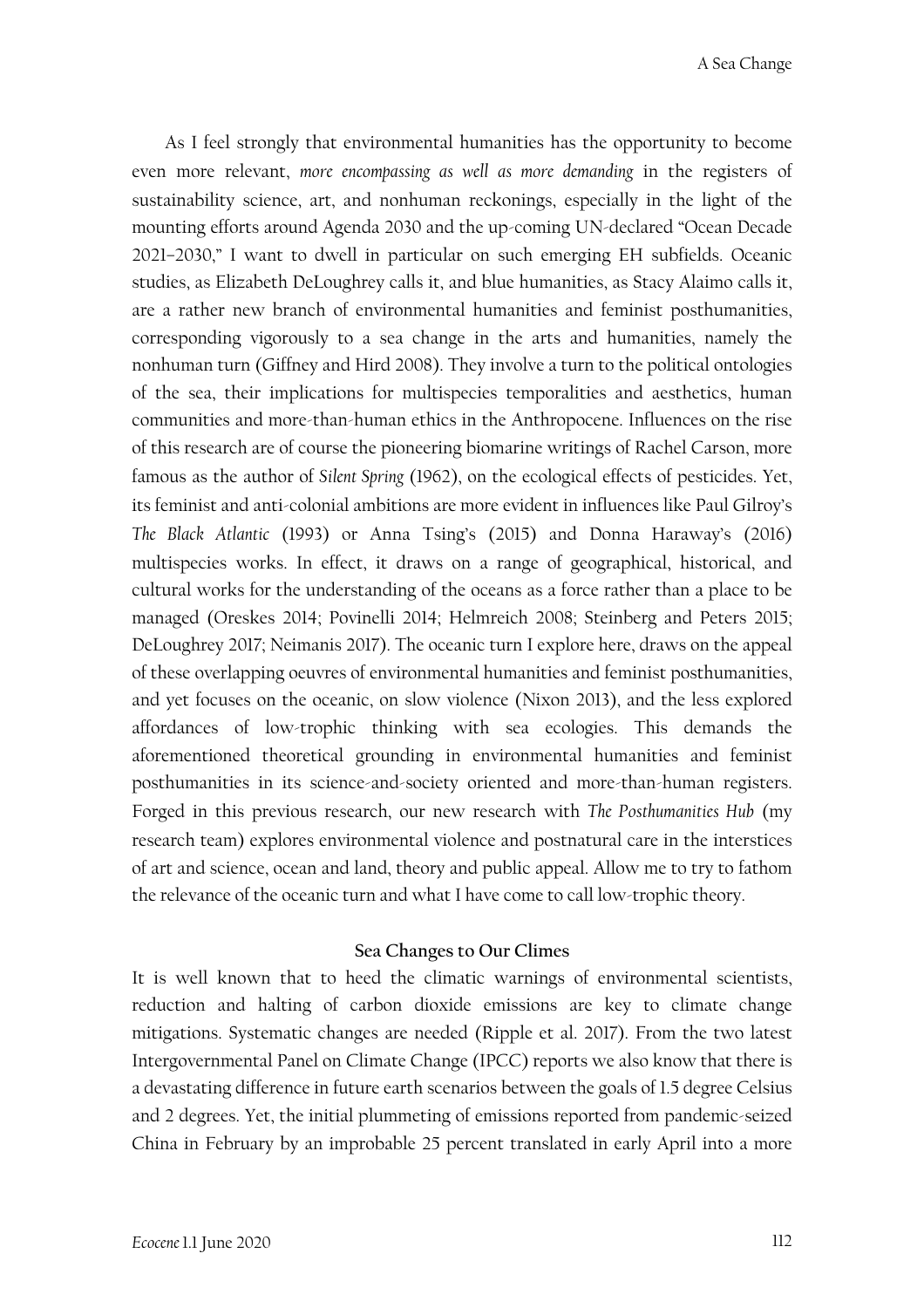As I feel strongly that environmental humanities has the opportunity to become even more relevant, *more encompassing as well as more demanding* in the registers of sustainability science, art, and nonhuman reckonings, especially in the light of the mounting efforts around Agenda 2030 and the up-coming UN-declared "Ocean Decade 2021–2030," I want to dwell in particular on such emerging EH subfields. Oceanic studies, as Elizabeth DeLoughrey calls it, and blue humanities, as Stacy Alaimo calls it, are a rather new branch of environmental humanities and feminist posthumanities, corresponding vigorously to a sea change in the arts and humanities, namely the nonhuman turn (Giffney and Hird 2008). They involve a turn to the political ontologies of the sea, their implications for multispecies temporalities and aesthetics, human communities and more-than-human ethics in the Anthropocene. Influences on the rise of this research are of course the pioneering biomarine writings of Rachel Carson, more famous as the author of *Silent Spring* (1962), on the ecological effects of pesticides. Yet, its feminist and anti-colonial ambitions are more evident in influences like Paul Gilroy's *The Black Atlantic* (1993) or Anna Tsing's (2015) and Donna Haraway's (2016) multispecies works. In effect, it draws on a range of geographical, historical, and cultural works for the understanding of the oceans as a force rather than a place to be managed (Oreskes 2014; Povinelli 2014; Helmreich 2008; Steinberg and Peters 2015; DeLoughrey 2017; Neimanis 2017). The oceanic turn I explore here, draws on the appeal of these overlapping oeuvres of environmental humanities and feminist posthumanities, and yet focuses on the oceanic, on slow violence (Nixon 2013), and the less explored affordances of low-trophic thinking with sea ecologies. This demands the aforementioned theoretical grounding in environmental humanities and feminist posthumanities in its science-and-society oriented and more-than-human registers. Forged in this previous research, our new research with *The Posthumanities Hub* (my research team) explores environmental violence and postnatural care in the interstices of art and science, ocean and land, theory and public appeal. Allow me to try to fathom the relevance of the oceanic turn and what I have come to call low-trophic theory.

## Sea Changes to Our Climes

It is well known that to heed the climatic warnings of environmental scientists, reduction and halting of carbon dioxide emissions are key to climate change mitigations. Systematic changes are needed (Ripple et al. 2017). From the two latest Intergovernmental Panel on Climate Change (IPCC) reports we also know that there is a devastating difference in future earth scenarios between the goals of 1.5 degree Celsius and 2 degrees. Yet, the initial plummeting of emissions reported from pandemic-seized China in February by an improbable 25 percent translated in early April into a more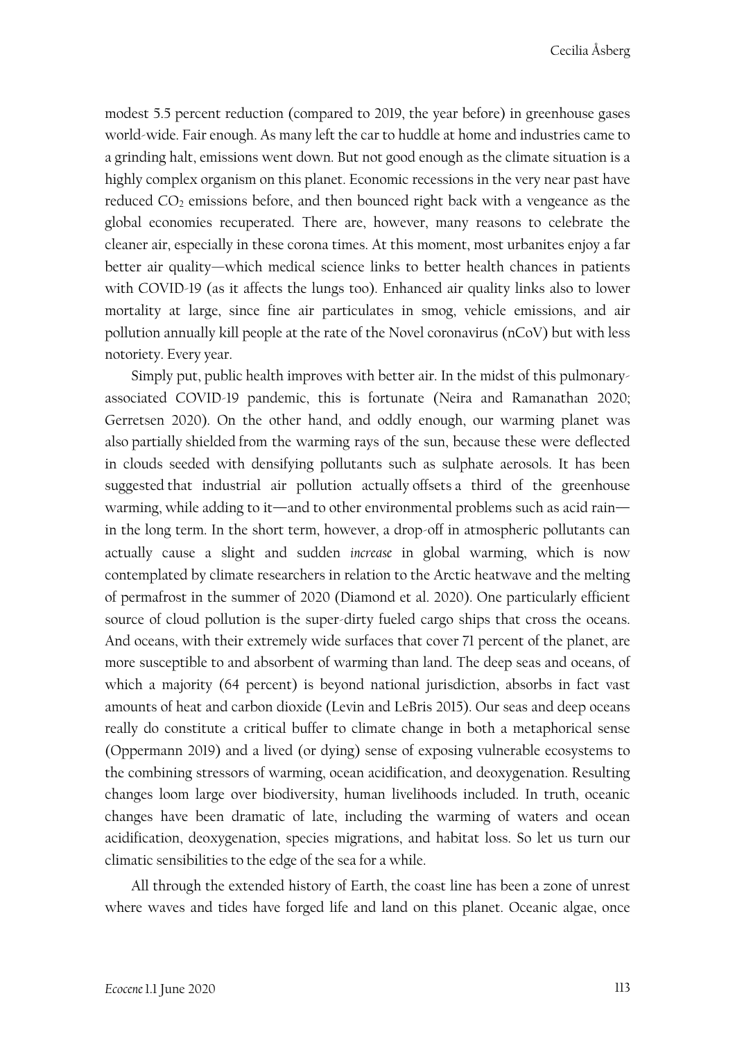modest 5.5 percent reduction (compared to 2019, the year before) in greenhouse gases world-wide. Fair enough. As many left the car to huddle at home and industries came to a grinding halt, emissions went down. But not good enough as the climate situation is a highly complex organism on this planet. Economic recessions in the very near past have reduced $CO_2$ emissions before, and then bounced right back with a vengeance as the global economies recuperated. There are, however, many reasons to celebrate the cleaner air, especially in these corona times. At this moment, most urbanites enjoy a far better air quality—which medical science links to better health chances in patients with COVID-19 (as it affects the lungs too). Enhanced air quality links also to lower mortality at large, since fine air particulates in smog, vehicle emissions, and air pollution annually kill people at the rate of the Novel coronavirus (nCoV) but with less notoriety. Every year.

Simply put, public health improves with better air. In the midst of this pulmonary-associated COVID-19 pandemic, this is fortunate (Neira and Ramanathan 2020; Gerretsen 2020). On the other hand, and oddly enough, our warming planet was also partially shielded from the warming rays of the sun, because these were deflected in clouds seeded with densifying pollutants such as sulphate aerosols. It has been suggested that industrial air pollution actually offsets a third of the greenhouse warming, while adding to it—and to other environmental problems such as acid rain—in the long term. In the short term, however, a drop-off in atmospheric pollutants can actually cause a slight and sudden *increase* in global warming, which is now contemplated by climate researchers in relation to the Arctic heatwave and the melting of permafrost in the summer of 2020 (Diamond et al. 2020). One particularly efficient source of cloud pollution is the super-dirty fueled cargo ships that cross the oceans. And oceans, with their extremely wide surfaces that cover 71 percent of the planet, are more susceptible to and absorbent of warming than land. The deep seas and oceans, of which a majority (64 percent) is beyond national jurisdiction, absorbs in fact vast amounts of heat and carbon dioxide (Levin and LeBris 2015). Our seas and deep oceans really do constitute a critical buffer to climate change in both a metaphorical sense (Oppermann 2019) and a lived (or dying) sense of exposing vulnerable ecosystems to the combining stressors of warming, ocean acidification, and deoxygenation. Resulting changes loom large over biodiversity, human livelihoods included. In truth, oceanic changes have been dramatic of late, including the warming of waters and ocean acidification, deoxygenation, species migrations, and habitat loss. So let us turn our climatic sensibilities to the edge of the sea for a while.

All through the extended history of Earth, the coast line has been a zone of unrest where waves and tides have forged life and land on this planet. Oceanic algae, once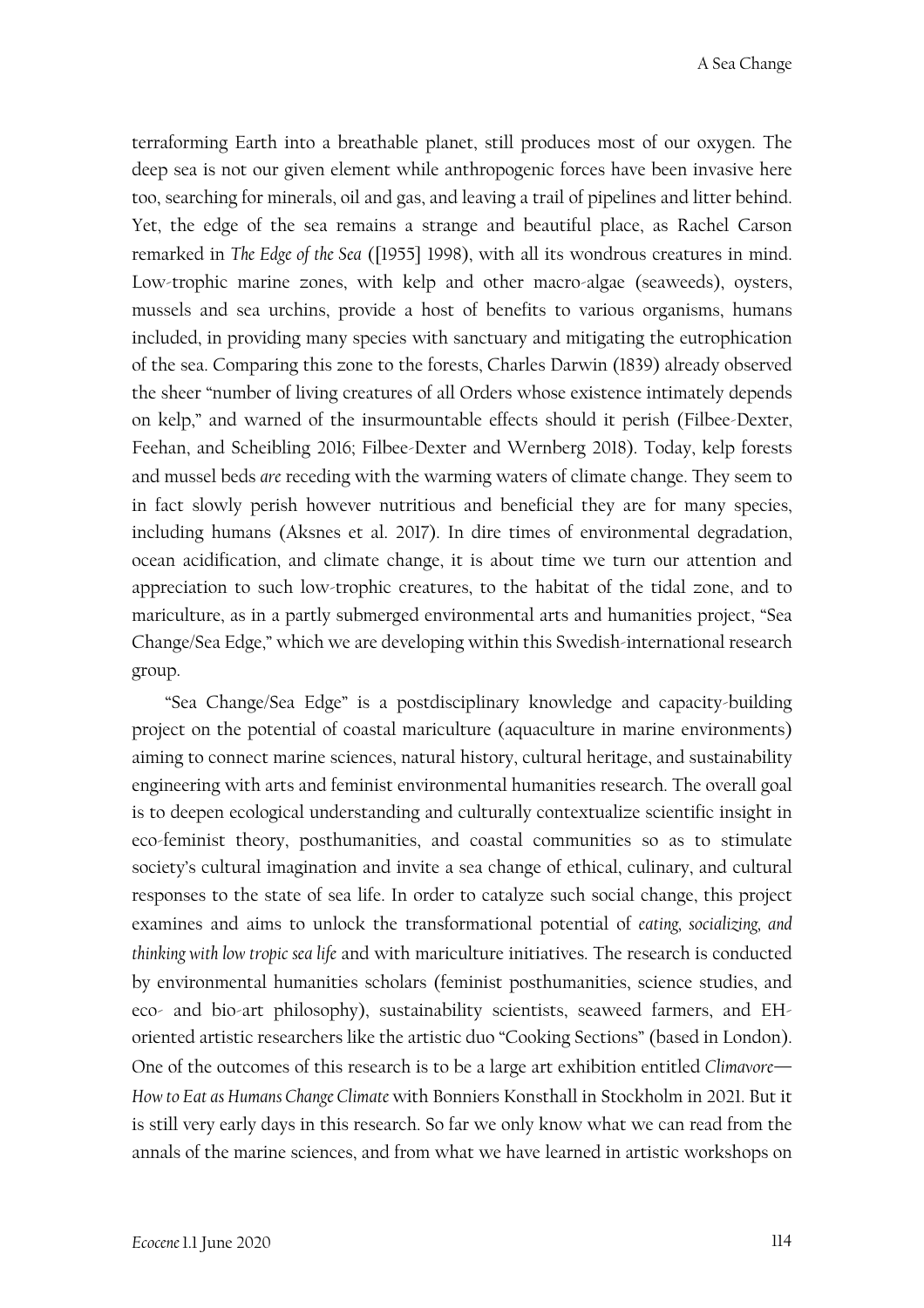terraforming Earth into a breathable planet, still produces most of our oxygen. The deep sea is not our given element while anthropogenic forces have been invasive here too, searching for minerals, oil and gas, and leaving a trail of pipelines and litter behind. Yet, the edge of the sea remains a strange and beautiful place, as Rachel Carson remarked in *The Edge of the Sea* ([1955] 1998), with all its wondrous creatures in mind. Low-trophic marine zones, with kelp and other macro-algae (seaweeds), oysters, mussels and sea urchins, provide a host of benefits to various organisms, humans included, in providing many species with sanctuary and mitigating the eutrophication of the sea. Comparing this zone to the forests, Charles Darwin (1839) already observed the sheer "number of living creatures of all Orders whose existence intimately depends on kelp," and warned of the insurmountable effects should it perish (Filbee-Dexter, Feehan, and Scheibling 2016; Filbee-Dexter and Wernberg 2018). Today, kelp forests and mussel beds *are* receding with the warming waters of climate change. They seem to in fact slowly perish however nutritious and beneficial they are for many species, including humans (Aksnes et al. 2017). In dire times of environmental degradation, ocean acidification, and climate change, it is about time we turn our attention and appreciation to such low-trophic creatures, to the habitat of the tidal zone, and to mariculture, as in a partly submerged environmental arts and humanities project, "Sea Change/Sea Edge," which we are developing within this Swedish-international research group.

"Sea Change/Sea Edge" is a postdisciplinary knowledge and capacity-building project on the potential of coastal mariculture (aquaculture in marine environments) aiming to connect marine sciences, natural history, cultural heritage, and sustainability engineering with arts and feminist environmental humanities research. The overall goal is to deepen ecological understanding and culturally contextualize scientific insight in eco-feminist theory, posthumanities, and coastal communities so as to stimulate society's cultural imagination and invite a sea change of ethical, culinary, and cultural responses to the state of sea life. In order to catalyze such social change, this project examines and aims to unlock the transformational potential of *eating, socializing, and thinking with low tropic sea life* and with mariculture initiatives. The research is conducted by environmental humanities scholars (feminist posthumanities, science studies, and eco- and bio-art philosophy), sustainability scientists, seaweed farmers, and EH-oriented artistic researchers like the artistic duo "Cooking Sections" (based in London). One of the outcomes of this research is to be a large art exhibition entitled *Climavore—How to Eat as Humans Change Climate* with Bonniers Konsthall in Stockholm in 2021. But it is still very early days in this research. So far we only know what we can read from the annals of the marine sciences, and from what we have learned in artistic workshops on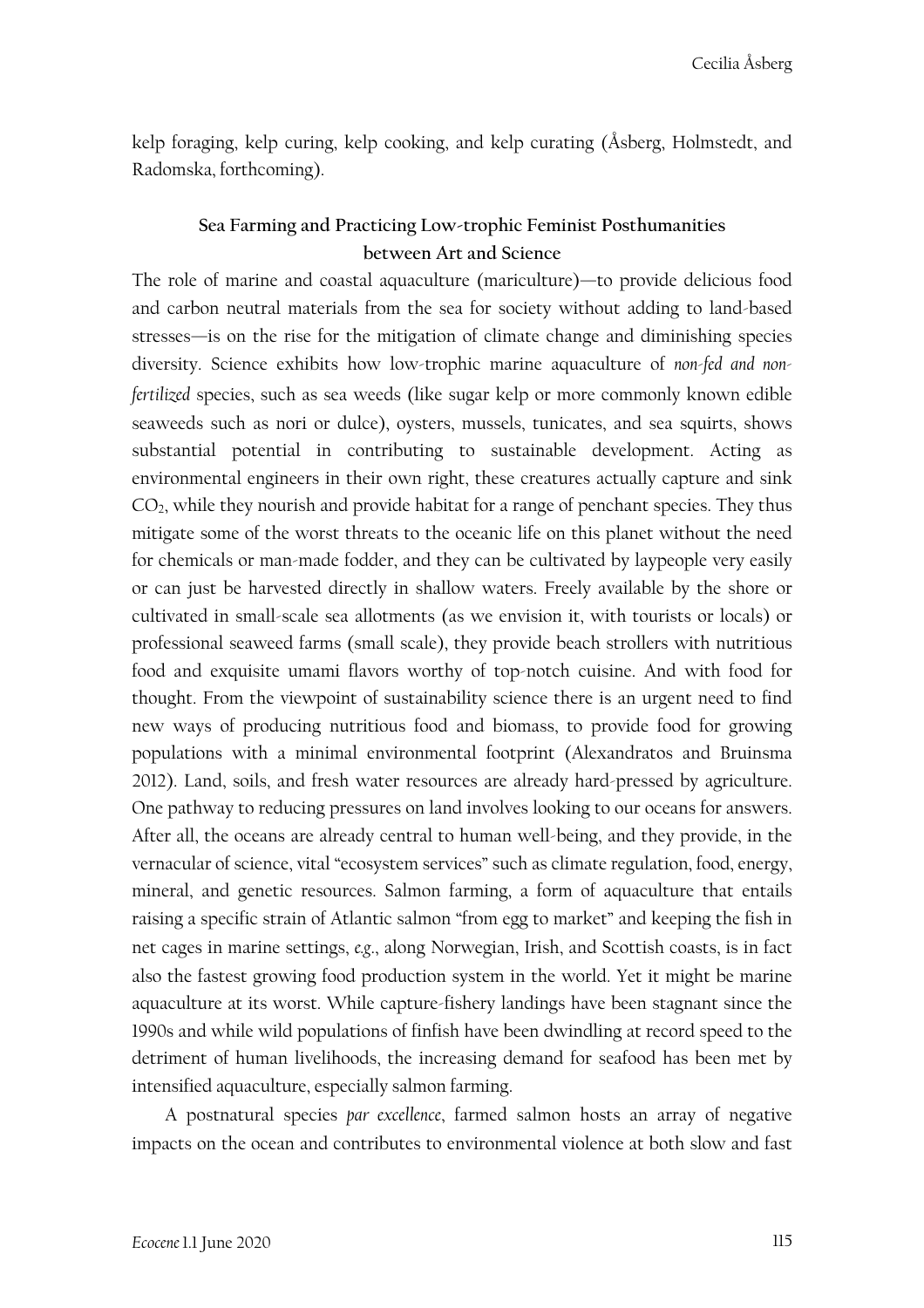kelp foraging, kelp curing, kelp cooking, and kelp curating (Åsberg, Holmstedt, and Radomska, forthcoming).

## Sea Farming and Practicing Low-trophic Feminist Posthumanities between Art and Science

The role of marine and coastal aquaculture (mariculture)—to provide delicious food and carbon neutral materials from the sea for society without adding to land-based stresses—is on the rise for the mitigation of climate change and diminishing species diversity. Science exhibits how low-trophic marine aquaculture of *non-fed and non-fertilized* species, such as sea weeds (like sugar kelp or more commonly known edible seaweeds such as nori or dulce), oysters, mussels, tunicates, and sea squirts, shows substantial potential in contributing to sustainable development. Acting as environmental engineers in their own right, these creatures actually capture and sink $CO_2$, while they nourish and provide habitat for a range of penchant species. They thus mitigate some of the worst threats to the oceanic life on this planet without the need for chemicals or man-made fodder, and they can be cultivated by laypeople very easily or can just be harvested directly in shallow waters. Freely available by the shore or cultivated in small-scale sea allotments (as we envision it, with tourists or locals) or professional seaweed farms (small scale), they provide beach strollers with nutritious food and exquisite umami flavors worthy of top-notch cuisine. And with food for thought. From the viewpoint of sustainability science there is an urgent need to find new ways of producing nutritious food and biomass, to provide food for growing populations with a minimal environmental footprint (Alexandratos and Bruinsma 2012). Land, soils, and fresh water resources are already hard-pressed by agriculture. One pathway to reducing pressures on land involves looking to our oceans for answers. After all, the oceans are already central to human well-being, and they provide, in the vernacular of science, vital "ecosystem services" such as climate regulation, food, energy, mineral, and genetic resources. Salmon farming, a form of aquaculture that entails raising a specific strain of Atlantic salmon "from egg to market" and keeping the fish in net cages in marine settings, *e.g.*, along Norwegian, Irish, and Scottish coasts, is in fact also the fastest growing food production system in the world. Yet it might be marine aquaculture at its worst. While capture-fishery landings have been stagnant since the 1990s and while wild populations of finfish have been dwindling at record speed to the detriment of human livelihoods, the increasing demand for seafood has been met by intensified aquaculture, especially salmon farming.

A postnatural species *par excellence*, farmed salmon hosts an array of negative impacts on the ocean and contributes to environmental violence at both slow and fast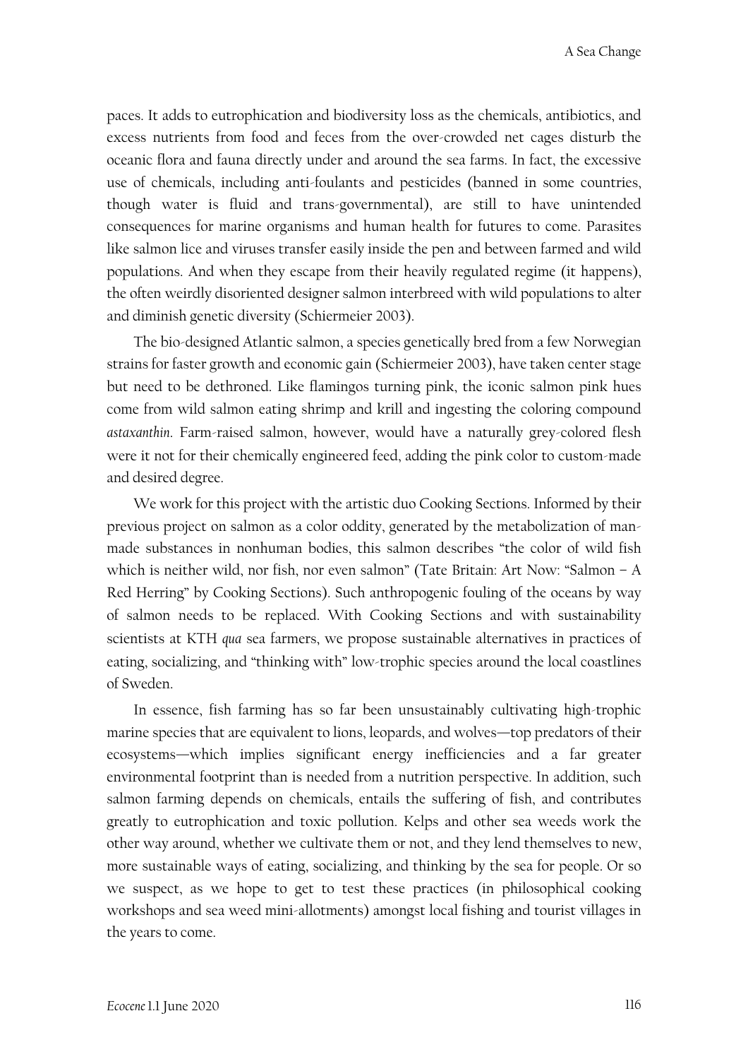paces. It adds to eutrophication and biodiversity loss as the chemicals, antibiotics, and excess nutrients from food and feces from the over-crowded net cages disturb the oceanic flora and fauna directly under and around the sea farms. In fact, the excessive use of chemicals, including anti-foulants and pesticides (banned in some countries, though water is fluid and trans-governmental), are still to have unintended consequences for marine organisms and human health for futures to come. Parasites like salmon lice and viruses transfer easily inside the pen and between farmed and wild populations. And when they escape from their heavily regulated regime (it happens), the often weirdly disoriented designer salmon interbreed with wild populations to alter and diminish genetic diversity (Schiermeier 2003).

The bio-designed Atlantic salmon, a species genetically bred from a few Norwegian strains for faster growth and economic gain (Schiermeier 2003), have taken center stage but need to be dethroned. Like flamingos turning pink, the iconic salmon pink hues come from wild salmon eating shrimp and krill and ingesting the coloring compound *astaxanthin*. Farm-raised salmon, however, would have a naturally grey-colored flesh were it not for their chemically engineered feed, adding the pink color to custom-made and desired degree.

We work for this project with the artistic duo Cooking Sections. Informed by their previous project on salmon as a color oddity, generated by the metabolization of man-made substances in nonhuman bodies, this salmon describes "the color of wild fish which is neither wild, nor fish, nor even salmon" (Tate Britain: Art Now: "Salmon – A Red Herring" by Cooking Sections). Such anthropogenic fouling of the oceans by way of salmon needs to be replaced. With Cooking Sections and with sustainability scientists at KTH *qua* sea farmers, we propose sustainable alternatives in practices of eating, socializing, and "thinking with" low-trophic species around the local coastlines of Sweden.

In essence, fish farming has so far been unsustainably cultivating high-trophic marine species that are equivalent to lions, leopards, and wolves—top predators of their ecosystems—which implies significant energy inefficiencies and a far greater environmental footprint than is needed from a nutrition perspective. In addition, such salmon farming depends on chemicals, entails the suffering of fish, and contributes greatly to eutrophication and toxic pollution. Kelps and other sea weeds work the other way around, whether we cultivate them or not, and they lend themselves to new, more sustainable ways of eating, socializing, and thinking by the sea for people. Or so we suspect, as we hope to get to test these practices (in philosophical cooking workshops and sea weed mini-allotments) amongst local fishing and tourist villages in the years to come.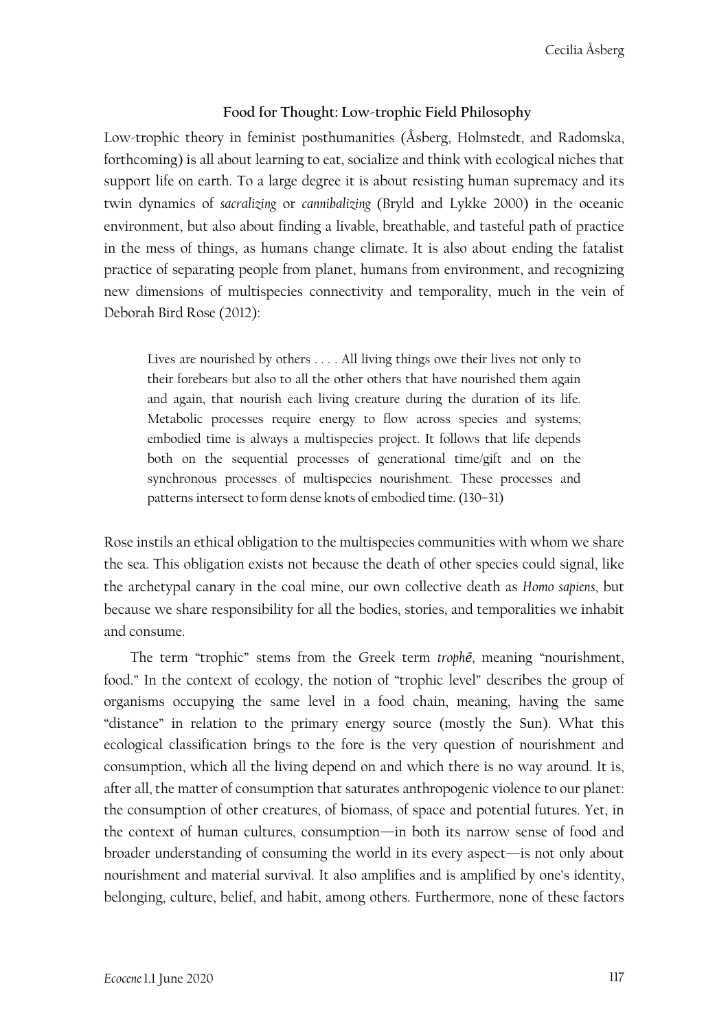### Food for Thought: Low-trophic Field Philosophy

Low-trophic theory in feminist posthumanities (Åsberg, Holmstedt, and Radomska, forthcoming) is all about learning to eat, socialize and think with ecological niches that support life on earth. To a large degree it is about resisting human supremacy and its twin dynamics of *sacralizing* or *cannibalizing* (Bryld and Lykke 2000) in the oceanic environment, but also about finding a livable, breathable, and tasteful path of practice in the mess of things, as humans change climate. It is also about ending the fatalist practice of separating people from planet, humans from environment, and recognizing new dimensions of multispecies connectivity and temporality, much in the vein of Deborah Bird Rose (2012):

> Lives are nourished by others . . . . All living things owe their lives not only to their forebears but also to all the other others that have nourished them again and again, that nourish each living creature during the duration of its life. Metabolic processes require energy to flow across species and systems; embodied time is always a multispecies project. It follows that life depends both on the sequential processes of generational time/gift and on the synchronous processes of multispecies nourishment. These processes and patterns intersect to form dense knots of embodied time. (130–31)

Rose instils an ethical obligation to the multispecies communities with whom we share the sea. This obligation exists not because the death of other species could signal, like the archetypal canary in the coal mine, our own collective death as *Homo sapiens*, but because we share responsibility for all the bodies, stories, and temporalities we inhabit and consume.

The term "trophic" stems from the Greek term *trophē*, meaning "nourishment, food." In the context of ecology, the notion of "trophic level" describes the group of organisms occupying the same level in a food chain, meaning, having the same "distance" in relation to the primary energy source (mostly the Sun). What this ecological classification brings to the fore is the very question of nourishment and consumption, which all the living depend on and which there is no way around. It is, after all, the matter of consumption that saturates anthropogenic violence to our planet: the consumption of other creatures, of biomass, of space and potential futures. Yet, in the context of human cultures, consumption—in both its narrow sense of food and broader understanding of consuming the world in its every aspect—is not only about nourishment and material survival. It also amplifies and is amplified by one's identity, belonging, culture, belief, and habit, among others. Furthermore, none of these factors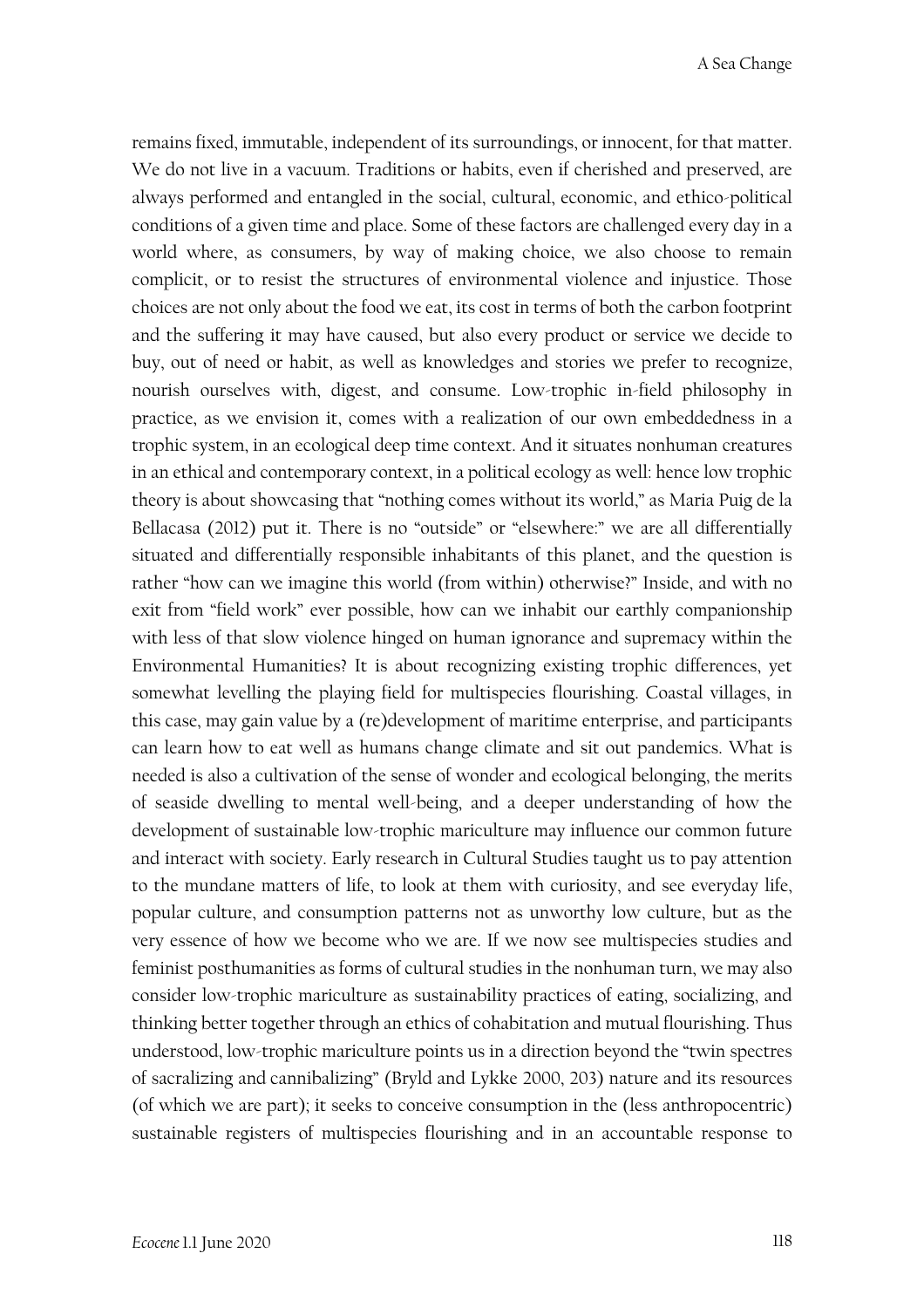remains fixed, immutable, independent of its surroundings, or innocent, for that matter. We do not live in a vacuum. Traditions or habits, even if cherished and preserved, are always performed and entangled in the social, cultural, economic, and ethico-political conditions of a given time and place. Some of these factors are challenged every day in a world where, as consumers, by way of making choice, we also choose to remain complicit, or to resist the structures of environmental violence and injustice. Those choices are not only about the food we eat, its cost in terms of both the carbon footprint and the suffering it may have caused, but also every product or service we decide to buy, out of need or habit, as well as knowledges and stories we prefer to recognize, nourish ourselves with, digest, and consume. Low-trophic in-field philosophy in practice, as we envision it, comes with a realization of our own embeddedness in a trophic system, in an ecological deep time context. And it situates nonhuman creatures in an ethical and contemporary context, in a political ecology as well: hence low trophic theory is about showcasing that "nothing comes without its world," as Maria Puig de la Bellacasa (2012) put it. There is no "outside" or "elsewhere:" we are all differentially situated and differentially responsible inhabitants of this planet, and the question is rather "how can we imagine this world (from within) otherwise?" Inside, and with no exit from "field work" ever possible, how can we inhabit our earthly companionship with less of that slow violence hinged on human ignorance and supremacy within the Environmental Humanities? It is about recognizing existing trophic differences, yet somewhat levelling the playing field for multispecies flourishing. Coastal villages, in this case, may gain value by a (re)development of maritime enterprise, and participants can learn how to eat well as humans change climate and sit out pandemics. What is needed is also a cultivation of the sense of wonder and ecological belonging, the merits of seaside dwelling to mental well-being, and a deeper understanding of how the development of sustainable low-trophic mariculture may influence our common future and interact with society. Early research in Cultural Studies taught us to pay attention to the mundane matters of life, to look at them with curiosity, and see everyday life, popular culture, and consumption patterns not as unworthy low culture, but as the very essence of how we become who we are. If we now see multispecies studies and feminist posthumanities as forms of cultural studies in the nonhuman turn, we may also consider low-trophic mariculture as sustainability practices of eating, socializing, and thinking better together through an ethics of cohabitation and mutual flourishing. Thus understood, low-trophic mariculture points us in a direction beyond the "twin spectres of sacralizing and cannibalizing" (Bryld and Lykke 2000, 203) nature and its resources (of which we are part); it seeks to conceive consumption in the (less anthropocentric) sustainable registers of multispecies flourishing and in an accountable response to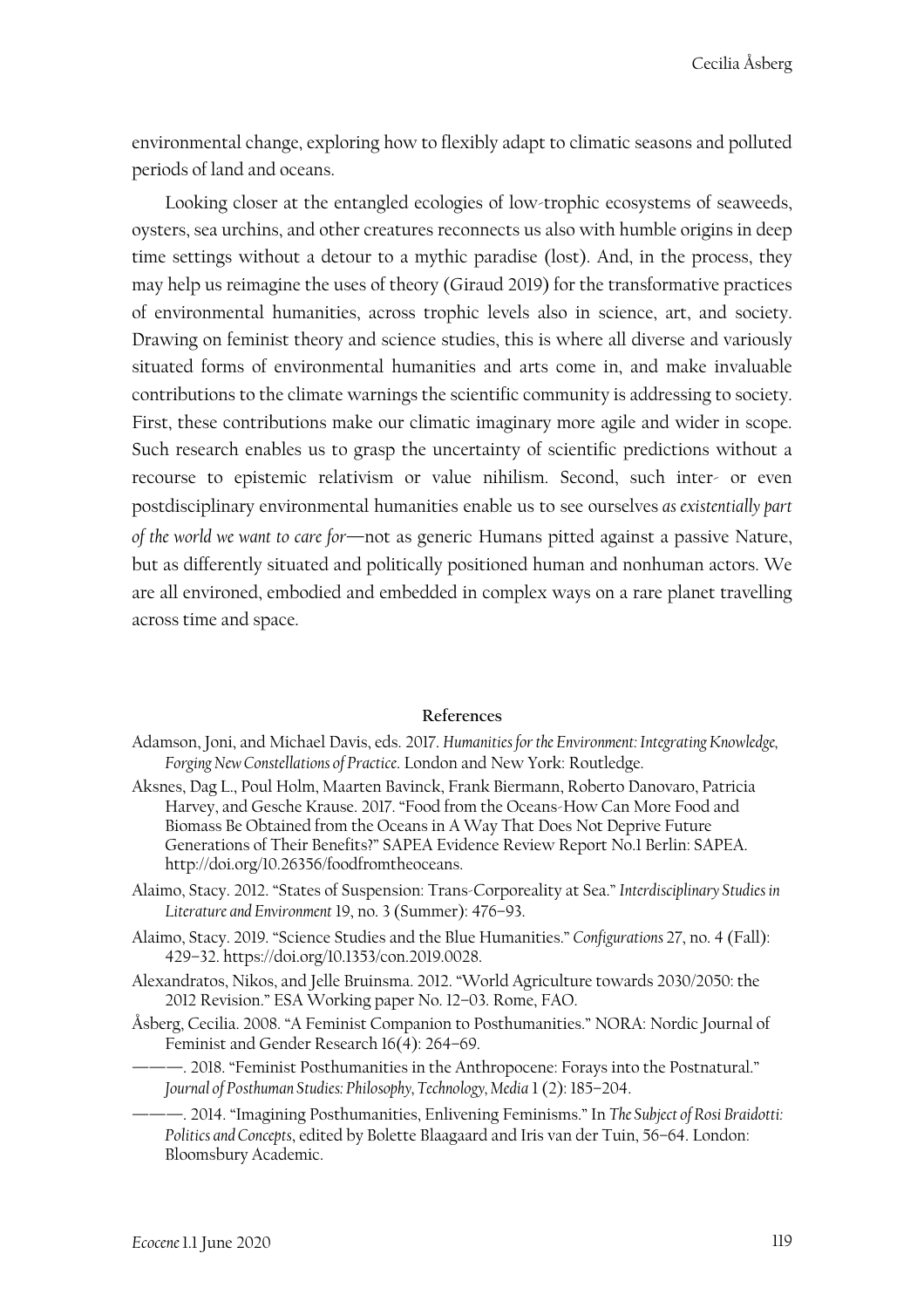environmental change, exploring how to flexibly adapt to climatic seasons and polluted periods of land and oceans.

Looking closer at the entangled ecologies of low-trophic ecosystems of seaweeds, oysters, sea urchins, and other creatures reconnects us also with humble origins in deep time settings without a detour to a mythic paradise (lost). And, in the process, they may help us reimagine the uses of theory (Giraud 2019) for the transformative practices of environmental humanities, across trophic levels also in science, art, and society. Drawing on feminist theory and science studies, this is where all diverse and variously situated forms of environmental humanities and arts come in, and make invaluable contributions to the climate warnings the scientific community is addressing to society. First, these contributions make our climatic imaginary more agile and wider in scope. Such research enables us to grasp the uncertainty of scientific predictions without a recourse to epistemic relativism or value nihilism. Second, such inter- or even postdisciplinary environmental humanities enable us to see ourselves *as existentially part of the world we want to care for*—not as generic Humans pitted against a passive Nature, but as differently situated and politically positioned human and nonhuman actors. We are all environed, embodied and embedded in complex ways on a rare planet travelling across time and space.

## References

Adamson, Joni, and Michael Davis, eds. 2017. *Humanities for the Environment: Integrating Knowledge, Forging New Constellations of Practice*. London and New York: Routledge.

Aksnes, Dag L., Poul Holm, Maarten Bavinck, Frank Biermann, Roberto Danovaro, Patricia Harvey, and Gesche Krause. 2017. "Food from the Oceans-How Can More Food and Biomass Be Obtained from the Oceans in A Way That Does Not Deprive Future Generations of Their Benefits?" SAPEA Evidence Review Report No.1 Berlin: SAPEA. http://doi.org/10.26356/foodfromtheoceans.

Alaimo, Stacy. 2012. "States of Suspension: Trans-Corporeality at Sea." *Interdisciplinary Studies in Literature and Environment* 19, no. 3 (Summer): 476–93.

Alaimo, Stacy. 2019. "Science Studies and the Blue Humanities." *Configurations* 27, no. 4 (Fall): 429–32. https://doi.org/10.1353/con.2019.0028.

Alexandratos, Nikos, and Jelle Bruinsma. 2012. "World Agriculture towards 2030/2050: the 2012 Revision." ESA Working paper No. 12–03. Rome, FAO.

Åsberg, Cecilia. 2008. "A Feminist Companion to Posthumanities." NORA: Nordic Journal of Feminist and Gender Research 16(4): 264–69.

———. 2018. "Feminist Posthumanities in the Anthropocene: Forays into the Postnatural." *Journal of Posthuman Studies: Philosophy, Technology, Media* 1 (2): 185–204.

———. 2014. "Imagining Posthumanities, Enlivening Feminisms." In *The Subject of Rosi Braidotti: Politics and Concepts*, edited by Bolette Blaagaard and Iris van der Tuin, 56–64. London: Bloomsbury Academic.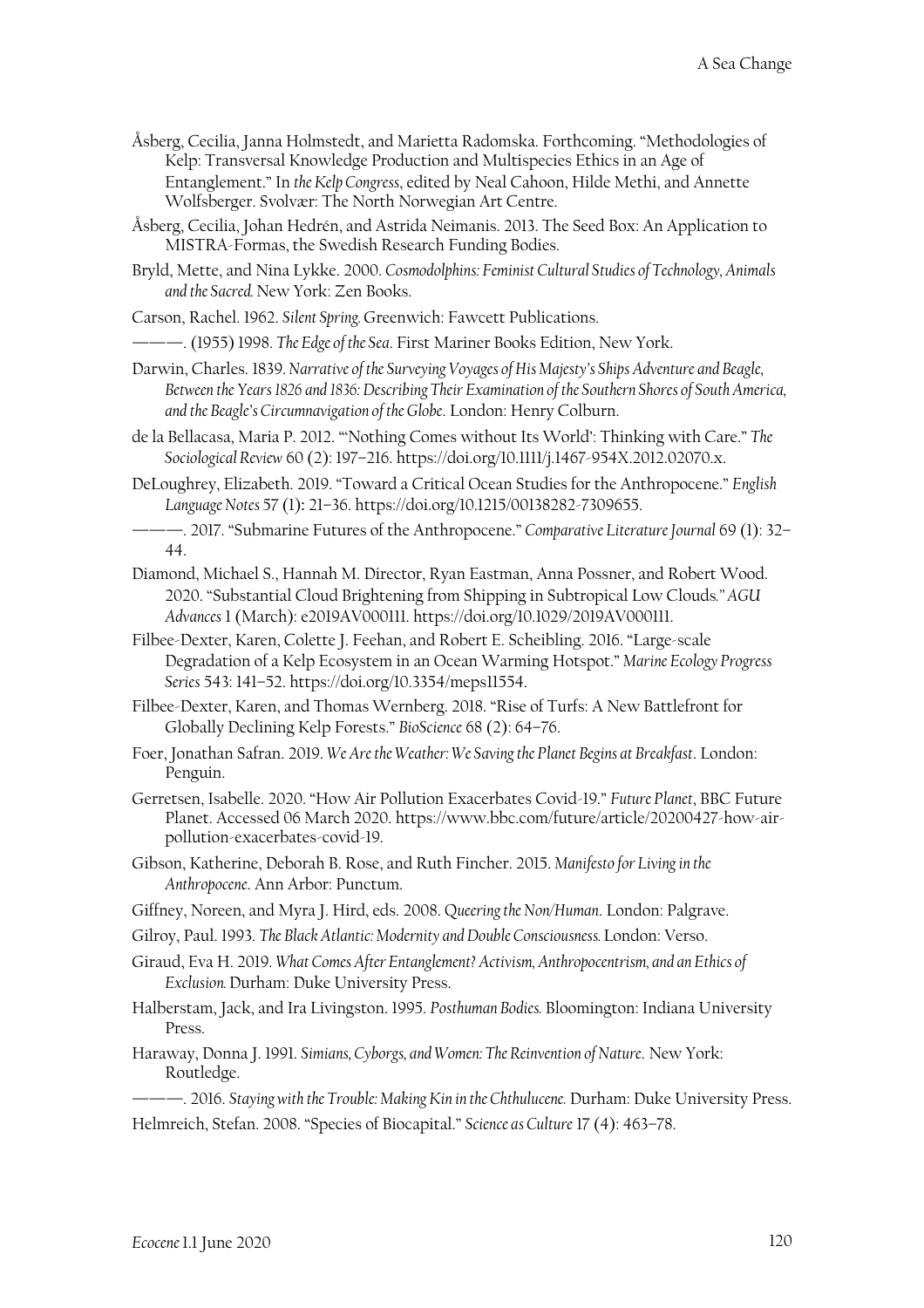Åsberg, Cecilia, Janna Holmstedt, and Marietta Radomska. Forthcoming. "Methodologies of Kelp: Transversal Knowledge Production and Multispecies Ethics in an Age of Entanglement." In *the Kelp Congress*, edited by Neal Cahoon, Hilde Methi, and Annette Wolfsberger. Svolvær: The North Norwegian Art Centre.

Åsberg, Cecilia, Johan Hedrén, and Astrida Neimanis. 2013. The Seed Box: An Application to MISTRA-Formas, the Swedish Research Funding Bodies.

Bryld, Mette, and Nina Lykke. 2000. *Cosmodolphins: Feminist Cultural Studies of Technology, Animals and the Sacred.* New York: Zen Books.

Carson, Rachel. 1962. *Silent Spring.* Greenwich: Fawcett Publications.

———. (1955) 1998. *The Edge of the Sea*. First Mariner Books Edition, New York.

Darwin, Charles. 1839. *Narrative of the Surveying Voyages of His Majesty's Ships Adventure and Beagle, Between the Years 1826 and 1836: Describing Their Examination of the Southern Shores of South America, and the Beagle's Circumnavigation of the Globe*. London: Henry Colburn.

de la Bellacasa, Maria P. 2012. "'Nothing Comes without Its World': Thinking with Care." *The Sociological Review* 60 (2): 197–216. https://doi.org/10.1111/j.1467-954X.2012.02070.x.

DeLoughrey, Elizabeth. 2019. "Toward a Critical Ocean Studies for the Anthropocene." *English Language Notes* 57 (1): 21–36. https://doi.org/10.1215/00138282-7309655.

———. 2017. "Submarine Futures of the Anthropocene." *Comparative Literature Journal* 69 (1): 32–44.

Diamond, Michael S., Hannah M. Director, Ryan Eastman, Anna Possner, and Robert Wood. 2020. "Substantial Cloud Brightening from Shipping in Subtropical Low Clouds." *AGU Advances* 1 (March): e2019AV000111. https://doi.org/10.1029/2019AV000111.

Filbee-Dexter, Karen, Colette J. Feehan, and Robert E. Scheibling. 2016. "Large-scale Degradation of a Kelp Ecosystem in an Ocean Warming Hotspot." *Marine Ecology Progress Series* 543: 141–52. https://doi.org/10.3354/meps11554.

Filbee-Dexter, Karen, and Thomas Wernberg. 2018. "Rise of Turfs: A New Battlefront for Globally Declining Kelp Forests." *BioScience* 68 (2): 64–76.

Foer, Jonathan Safran. 2019. *We Are the Weather: We Saving the Planet Begins at Breakfast*. London: Penguin.

Gerretsen, Isabelle. 2020. "How Air Pollution Exacerbates Covid-19." *Future Planet*, BBC Future Planet. Accessed 06 March 2020. https://www.bbc.com/future/article/20200427-how-air-pollution-exacerbates-covid-19.

Gibson, Katherine, Deborah B. Rose, and Ruth Fincher. 2015. *Manifesto for Living in the Anthropocene.* Ann Arbor: Punctum.

Giffney, Noreen, and Myra J. Hird, eds. 2008. *Queering the Non/Human*. London: Palgrave.

Gilroy, Paul. 1993. *The Black Atlantic: Modernity and Double Consciousness.* London: Verso.

Giraud, Eva H. 2019. *What Comes After Entanglement? Activism, Anthropocentrism, and an Ethics of Exclusion.* Durham: Duke University Press.

Halberstam, Jack, and Ira Livingston. 1995. *Posthuman Bodies.* Bloomington: Indiana University Press.

Haraway, Donna J. 1991. *Simians, Cyborgs, and Women: The Reinvention of Nature*. New York: Routledge.

———. 2016. *Staying with the Trouble: Making Kin in the Chthulucene.* Durham: Duke University Press.

Helmreich, Stefan. 2008. "Species of Biocapital." *Science as Culture* 17 (4): 463–78.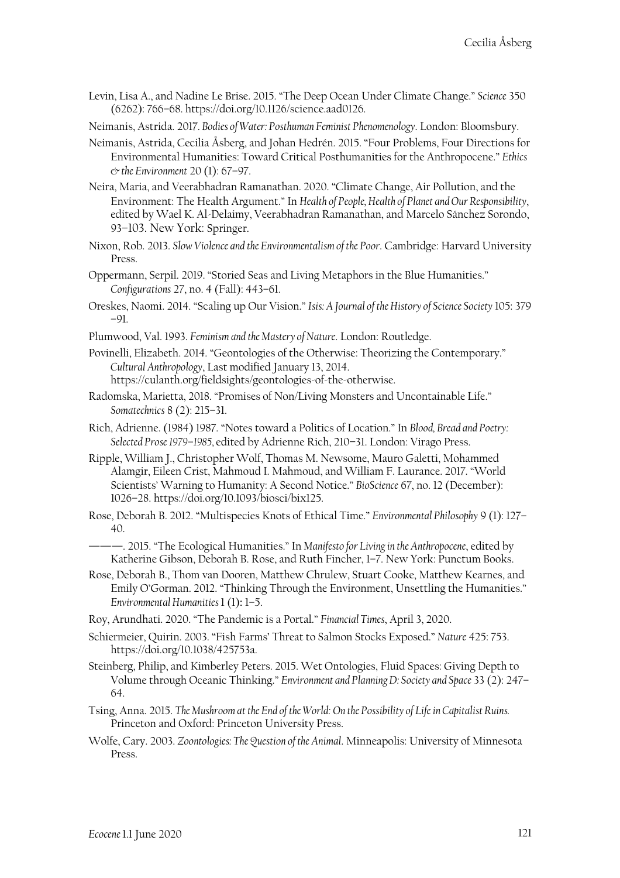Levin, Lisa A., and Nadine Le Brise. 2015. "The Deep Ocean Under Climate Change." *Science* 350 (6262): 766–68. https://doi.org/10.1126/science.aad0126.

Neimanis, Astrida. 2017. *Bodies of Water: Posthuman Feminist Phenomenology*. London: Bloomsbury.

Neimanis, Astrida, Cecilia Åsberg, and Johan Hedrén. 2015. "Four Problems, Four Directions for Environmental Humanities: Toward Critical Posthumanities for the Anthropocene." *Ethics & the Environment* 20 (1): 67–97.

Neira, Maria, and Veerabhadran Ramanathan. 2020. "Climate Change, Air Pollution, and the Environment: The Health Argument." In *Health of People, Health of Planet and Our Responsibility*, edited by Wael K. Al-Delaimy, Veerabhadran Ramanathan, and Marcelo Sánchez Sorondo, 93–103. New York: Springer.

Nixon, Rob. 2013. *Slow Violence and the Environmentalism of the Poor*. Cambridge: Harvard University Press.

Oppermann, Serpil. 2019. "Storied Seas and Living Metaphors in the Blue Humanities." *Configurations* 27, no. 4 (Fall): 443–61.

Oreskes, Naomi. 2014. "Scaling up Our Vision." *Isis: A Journal of the History of Science Society* 105: 379–91.

Plumwood, Val. 1993. *Feminism and the Mastery of Nature*. London: Routledge.

Povinelli, Elizabeth. 2014. "Geontologies of the Otherwise: Theorizing the Contemporary." *Cultural Anthropology*, Last modified January 13, 2014. https://culanth.org/fieldsights/geontologies-of-the-otherwise.

Radomska, Marietta, 2018. "Promises of Non/Living Monsters and Uncontainable Life." *Somatechnics* 8 (2): 215–31.

Rich, Adrienne. (1984) 1987. "Notes toward a Politics of Location." In *Blood, Bread and Poetry: Selected Prose 1979–1985*, edited by Adrienne Rich, 210–31. London: Virago Press.

Ripple, William J., Christopher Wolf, Thomas M. Newsome, Mauro Galetti, Mohammed Alamgir, Eileen Crist, Mahmoud I. Mahmoud, and William F. Laurance. 2017. "World Scientists' Warning to Humanity: A Second Notice." *BioScience* 67, no. 12 (December): 1026–28. https://doi.org/10.1093/biosci/bix125.

Rose, Deborah B. 2012. "Multispecies Knots of Ethical Time." *Environmental Philosophy* 9 (1): 127–40.

———. 2015. "The Ecological Humanities." In *Manifesto for Living in the Anthropocene*, edited by Katherine Gibson, Deborah B. Rose, and Ruth Fincher, 1–7. New York: Punctum Books.

Rose, Deborah B., Thom van Dooren, Matthew Chrulew, Stuart Cooke, Matthew Kearnes, and Emily O'Gorman. 2012. "Thinking Through the Environment, Unsettling the Humanities." *Environmental Humanities* 1 (1): 1–5.

Roy, Arundhati. 2020. "The Pandemic is a Portal." *Financial Times*, April 3, 2020.

Schiermeier, Quirin. 2003. "Fish Farms' Threat to Salmon Stocks Exposed." *Nature* 425: 753. https://doi.org/10.1038/425753a.

Steinberg, Philip, and Kimberley Peters. 2015. Wet Ontologies, Fluid Spaces: Giving Depth to Volume through Oceanic Thinking." *Environment and Planning D: Society and Space* 33 (2): 247–64.

Tsing, Anna. 2015. *The Mushroom at the End of the World: On the Possibility of Life in Capitalist Ruins.* Princeton and Oxford: Princeton University Press.

Wolfe, Cary. 2003. *Zoontologies: The Question of the Animal*. Minneapolis: University of Minnesota Press.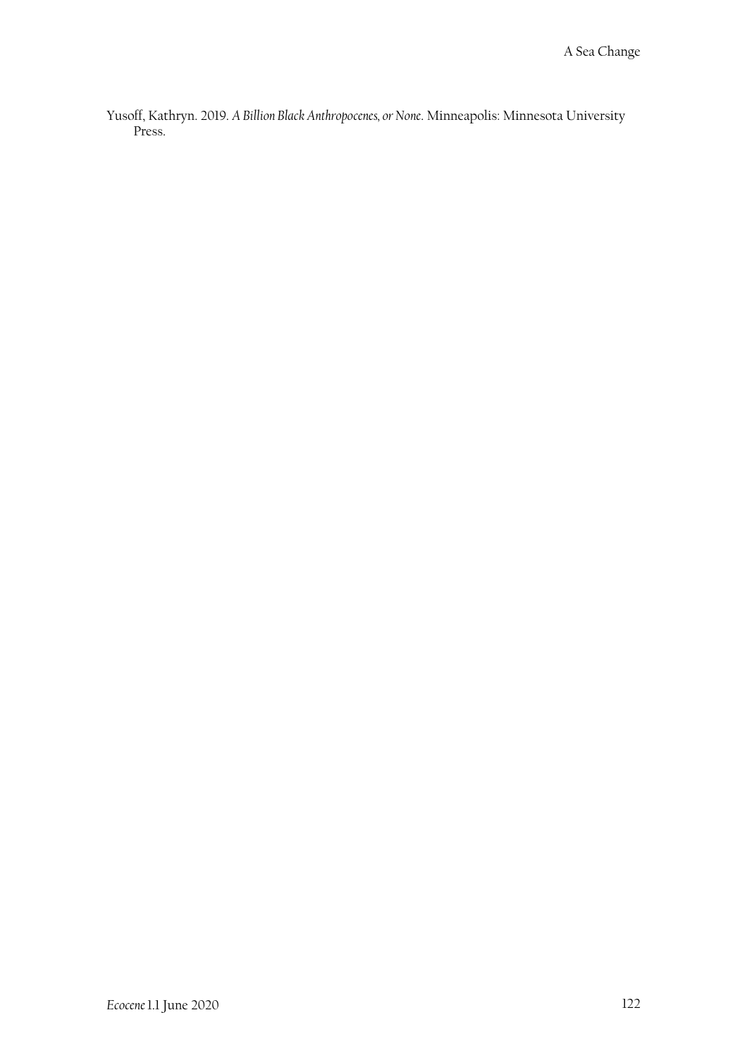Yusoff, Kathryn. 2019. *A Billion Black Anthropocenes, or None*. Minneapolis: Minnesota University Press.